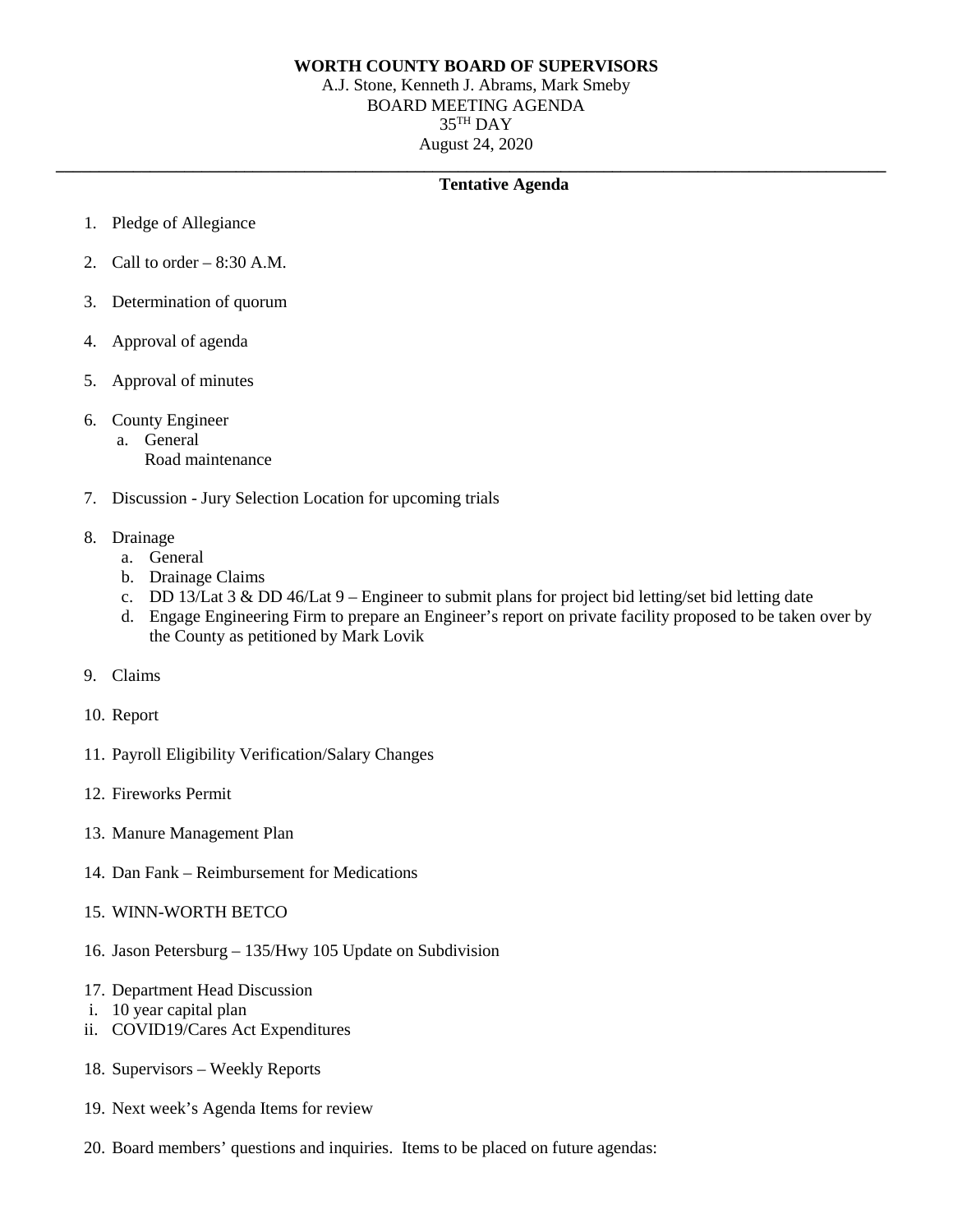**WORTH COUNTY BOARD OF SUPERVISORS**

A.J. Stone, Kenneth J. Abrams, Mark Smeby

BOARD MEETING AGENDA

35TH DAY

August 24, 2020

---

**Tentative Agenda**

1. Pledge of Allegiance
2. Call to order – 8:30 A.M.
3. Determination of quorum
4. Approval of agenda
5. Approval of minutes
6. County Engineer
   a. General
      Road maintenance
7. Discussion - Jury Selection Location for upcoming trials
8. Drainage
   a. General
   b. Drainage Claims
   c. DD 13/Lat 3 & DD 46/Lat 9 – Engineer to submit plans for project bid letting/set bid letting date
   d. Engage Engineering Firm to prepare an Engineer's report on private facility proposed to be taken over by the County as petitioned by Mark Lovik
9. Claims
10. Report
11. Payroll Eligibility Verification/Salary Changes
12. Fireworks Permit
13. Manure Management Plan
14. Dan Fank – Reimbursement for Medications
15. WINN-WORTH BETCO
16. Jason Petersburg – 135/Hwy 105 Update on Subdivision
17. Department Head Discussion
    i. 10 year capital plan
    ii. COVID19/Cares Act Expenditures
18. Supervisors – Weekly Reports
19. Next week's Agenda Items for review
20. Board members' questions and inquiries. Items to be placed on future agendas: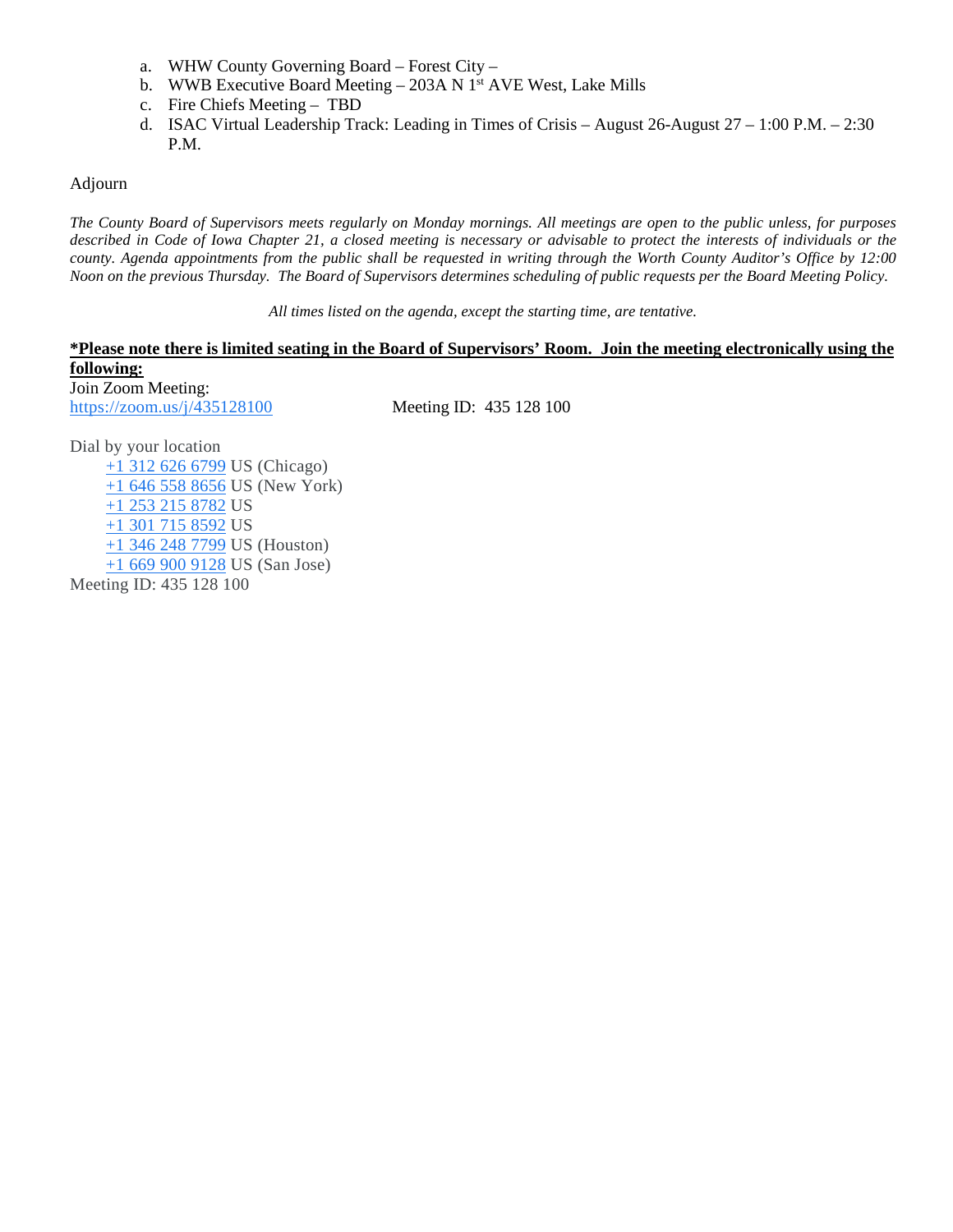a. WHW County Governing Board – Forest City –
b. WWB Executive Board Meeting – 203A N 1st AVE West, Lake Mills
c. Fire Chiefs Meeting – TBD
d. ISAC Virtual Leadership Track: Leading in Times of Crisis – August 26-August 27 – 1:00 P.M. – 2:30 P.M.

Adjourn

*The County Board of Supervisors meets regularly on Monday mornings. All meetings are open to the public unless, for purposes described in Code of Iowa Chapter 21, a closed meeting is necessary or advisable to protect the interests of individuals or the county. Agenda appointments from the public shall be requested in writing through the Worth County Auditor's Office by 12:00 Noon on the previous Thursday. The Board of Supervisors determines scheduling of public requests per the Board Meeting Policy.*

*All times listed on the agenda, except the starting time, are tentative.*

**\*Please note there is limited seating in the Board of Supervisors' Room. Join the meeting electronically using the following:**

Join Zoom Meeting:
https://zoom.us/j/435128100 Meeting ID: 435 128 100

Dial by your location
+1 312 626 6799 US (Chicago)
+1 646 558 8656 US (New York)
+1 253 215 8782 US
+1 301 715 8592 US
+1 346 248 7799 US (Houston)
+1 669 900 9128 US (San Jose)
Meeting ID: 435 128 100